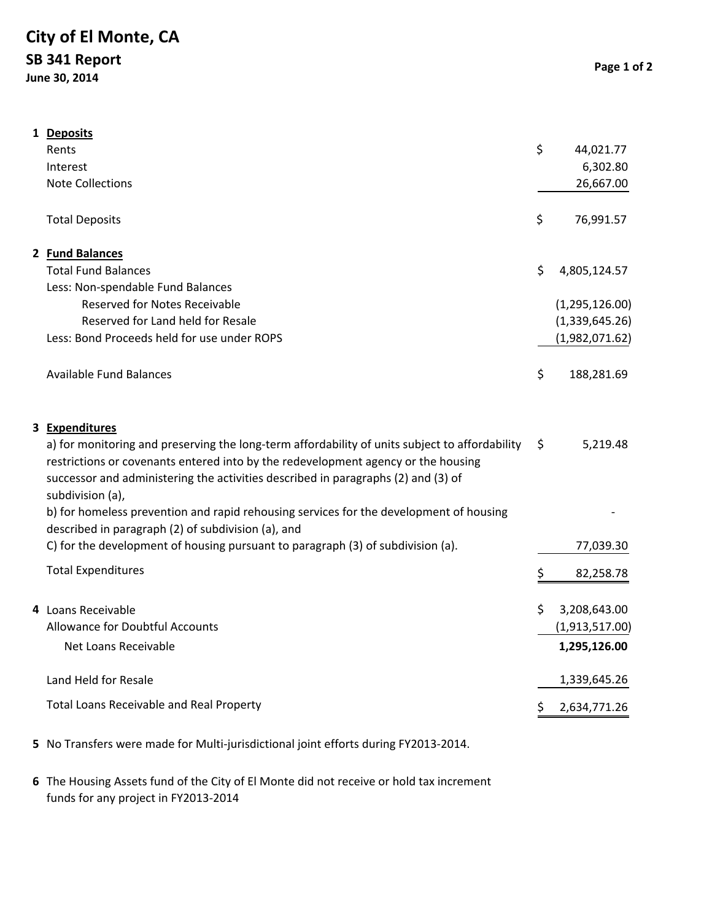# City of El Monte, CA

## SB 341 Report

**June 30, 2014**

**1 Deposits**

| | | |
|---|---|---|
| Rents | $ | 44,021.77 |
| Interest | | 6,302.80 |
| Note Collections | | 26,667.00 |
| Total Deposits | $ | 76,991.57 |

**2 Fund Balances**

| | | |
|---|---|---|
| Total Fund Balances | $ | 4,805,124.57 |
| Less: Non-spendable Fund Balances | | |
| Reserved for Notes Receivable | | (1,295,126.00) |
| Reserved for Land held for Resale | | (1,339,645.26) |
| Less: Bond Proceeds held for use under ROPS | | (1,982,071.62) |
| Available Fund Balances | $ | 188,281.69 |

**3 Expenditures**

| | | |
|---|---|---|
| a) for monitoring and preserving the long-term affordability of units subject to affordability restrictions or covenants entered into by the redevelopment agency or the housing successor and administering the activities described in paragraphs (2) and (3) of subdivision (a), | $ | 5,219.48 |
| b) for homeless prevention and rapid rehousing services for the development of housing described in paragraph (2) of subdivision (a), and | | - |
| C) for the development of housing pursuant to paragraph (3) of subdivision (a). | | 77,039.30 |
| Total Expenditures | $ | 82,258.78 |

**4**

| | | |
|---|---|---|
| Loans Receivable | $ | 3,208,643.00 |
| Allowance for Doubtful Accounts | | (1,913,517.00) |
| Net Loans Receivable | | **1,295,126.00** |
| Land Held for Resale | | 1,339,645.26 |
| Total Loans Receivable and Real Property | $ | 2,634,771.26 |

**5** No Transfers were made for Multi-jurisdictional joint efforts during FY2013-2014.

**6** The Housing Assets fund of the City of El Monte did not receive or hold tax increment funds for any project in FY2013-2014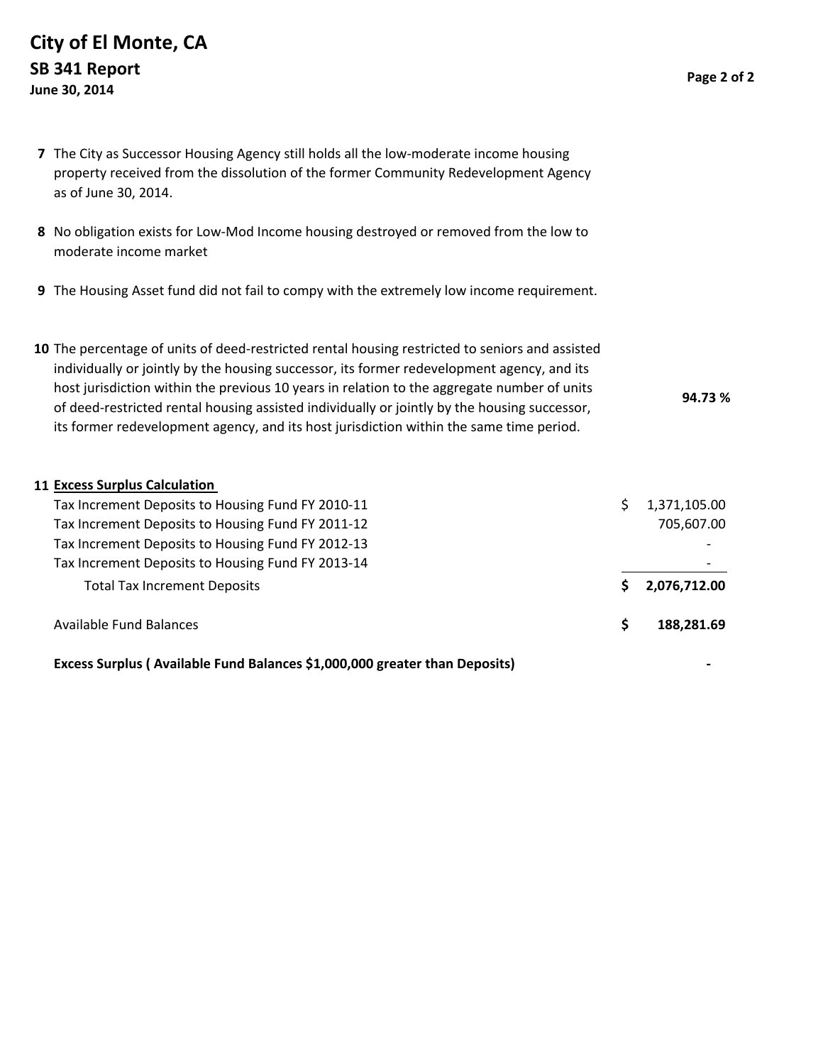# City of El Monte, CA
## SB 341 Report
**June 30, 2014**

7 The City as Successor Housing Agency still holds all the low-moderate income housing property received from the dissolution of the former Community Redevelopment Agency as of June 30, 2014.

8 No obligation exists for Low-Mod Income housing destroyed or removed from the low to moderate income market

9 The Housing Asset fund did not fail to compy with the extremely low income requirement.

10 The percentage of units of deed-restricted rental housing restricted to seniors and assisted individually or jointly by the housing successor, its former redevelopment agency, and its host jurisdiction within the previous 10 years in relation to the aggregate number of units of deed-restricted rental housing assisted individually or jointly by the housing successor, its former redevelopment agency, and its host jurisdiction within the same time period. **94.73 %**

11 **Excess Surplus Calculation**

| | |
|---|---|
| Tax Increment Deposits to Housing Fund FY 2010-11 | $ 1,371,105.00 |
| Tax Increment Deposits to Housing Fund FY 2011-12 | 705,607.00 |
| Tax Increment Deposits to Housing Fund FY 2012-13 | - |
| Tax Increment Deposits to Housing Fund FY 2013-14 | - |
| Total Tax Increment Deposits | **$ 2,076,712.00** |
| Available Fund Balances | **$ 188,281.69** |
| **Excess Surplus ( Available Fund Balances $1,000,000 greater than Deposits)** | **-** |